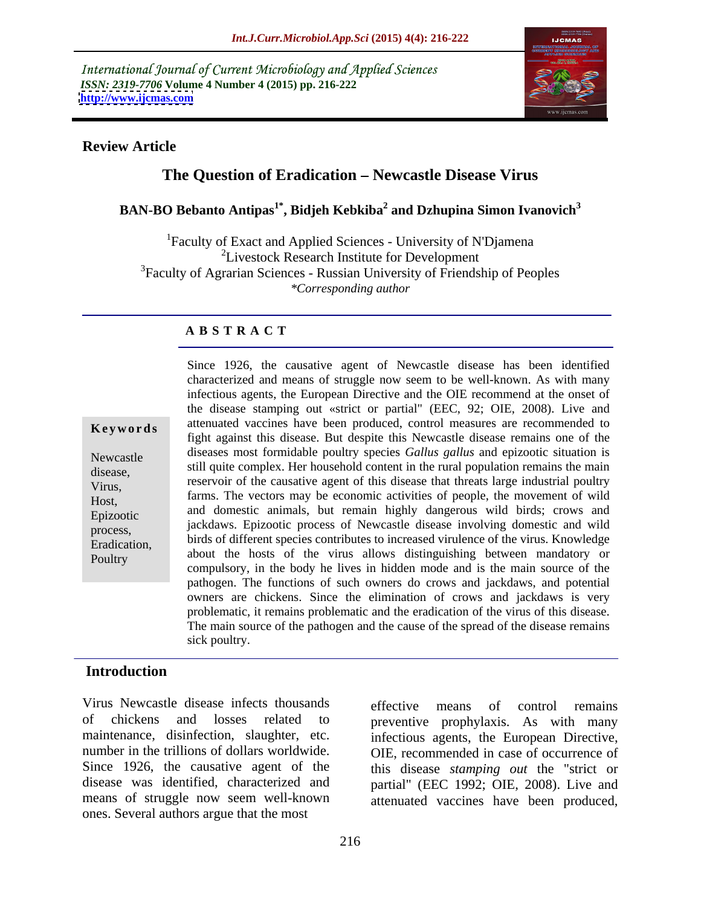International Journal of Current Microbiology and Applied Sciences
*ISSN: 2319-7706* **Volume 4 Number 4 (2015) pp. 216-222**
**http://www.ijcmas.com**

**Review Article**

# The Question of Eradication – Newcastle Disease Virus

**BAN-BO Bebanto Antipas[1*], Bidjeh Kebkiba[2] and Dzhupina Simon Ivanovich[3]**

[1]Faculty of Exact and Applied Sciences - University of N'Djamena
[2]Livestock Research Institute for Development
[3]Faculty of Agrarian Sciences - Russian University of Friendship of Peoples
*\*Corresponding author*

## ABSTRACT

**Keywords**

Newcastle disease, Virus, Host, Epizootic process, Eradication, Poultry

Since 1926, the causative agent of Newcastle disease has been identified characterized and means of struggle now seem to be well-known. As with many infectious agents, the European Directive and the OIE recommend at the onset of the disease stamping out «strict or partial" (EEC, 92; OIE, 2008). Live and attenuated vaccines have been produced, control measures are recommended to fight against this disease. But despite this Newcastle disease remains one of the diseases most formidable poultry species *Gallus gallus* and epizootic situation is still quite complex. Her household content in the rural population remains the main reservoir of the causative agent of this disease that threats large industrial poultry farms. The vectors may be economic activities of people, the movement of wild and domestic animals, but remain highly dangerous wild birds; crows and jackdaws. Epizootic process of Newcastle disease involving domestic and wild birds of different species contributes to increased virulence of the virus. Knowledge about the hosts of the virus allows distinguishing between mandatory or compulsory, in the body he lives in hidden mode and is the main source of the pathogen. The functions of such owners do crows and jackdaws, and potential owners are chickens. Since the elimination of crows and jackdaws is very problematic, it remains problematic and the eradication of the virus of this disease. The main source of the pathogen and the cause of the spread of the disease remains sick poultry.

## Introduction

Virus Newcastle disease infects thousands of chickens and losses related to maintenance, disinfection, slaughter, etc. number in the trillions of dollars worldwide. Since 1926, the causative agent of the disease was identified, characterized and means of struggle now seem well-known ones. Several authors argue that the most effective means of control remains preventive prophylaxis. As with many infectious agents, the European Directive, OIE, recommended in case of occurrence of this disease *stamping out* the "strict or partial" (EEC 1992; OIE, 2008). Live and attenuated vaccines have been produced,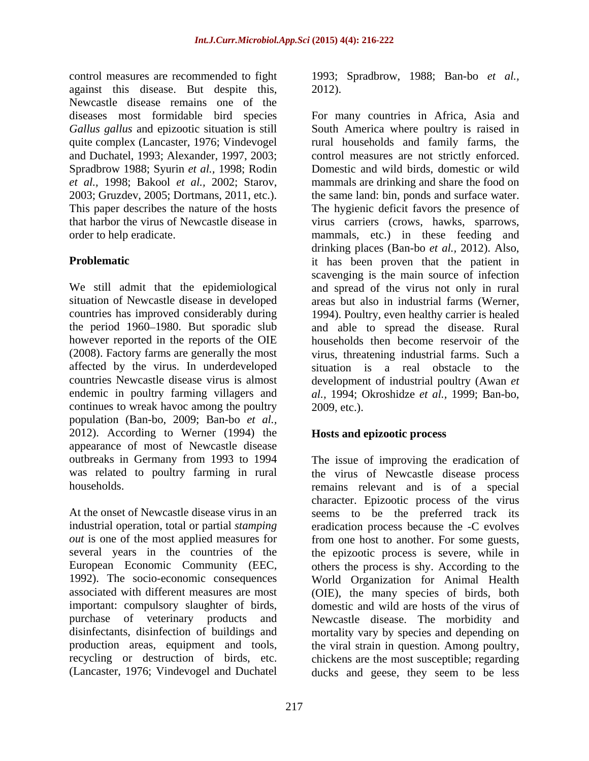control measures are recommended to fight against this disease. But despite this, Newcastle disease remains one of the diseases most formidable bird species *Gallus gallus* and epizootic situation is still quite complex (Lancaster, 1976; Vindevogel and Duchatel, 1993; Alexander, 1997, 2003; Spradbrow 1988; Syurin *et al.,* 1998; Rodin *et al.,* 1998; Bakool *et al.,* 2002; Starov, 2003; Gruzdev, 2005; Dortmans, 2011, etc.). This paper describes the nature of the hosts that harbor the virus of Newcastle disease in order to help eradicate.

## Problematic

We still admit that the epidemiological situation of Newcastle disease in developed countries has improved considerably during the period 1960–1980. But sporadic slub however reported in the reports of the OIE (2008). Factory farms are generally the most affected by the virus. In underdeveloped countries Newcastle disease virus is almost endemic in poultry farming villagers and continues to wreak havoc among the poultry population (Ban-bo, 2009; Ban-bo *et al.,* 2012). According to Werner (1994) the appearance of most of Newcastle disease outbreaks in Germany from 1993 to 1994 was related to poultry farming in rural households.

At the onset of Newcastle disease virus in an industrial operation, total or partial *stamping out* is one of the most applied measures for several years in the countries of the European Economic Community (EEC, 1992). The socio-economic consequences associated with different measures are most important: compulsory slaughter of birds, purchase of veterinary products and disinfectants, disinfection of buildings and production areas, equipment and tools, recycling or destruction of birds, etc. (Lancaster, 1976; Vindevogel and Duchatel 1993; Spradbrow, 1988; Ban-bo *et al.,* 2012).

For many countries in Africa, Asia and South America where poultry is raised in rural households and family farms, the control measures are not strictly enforced. Domestic and wild birds, domestic or wild mammals are drinking and share the food on the same land: bin, ponds and surface water. The hygienic deficit favors the presence of virus carriers (crows, hawks, sparrows, mammals, etc.) in these feeding and drinking places (Ban-bo *et al.,* 2012). Also, it has been proven that the patient in scavenging is the main source of infection and spread of the virus not only in rural areas but also in industrial farms (Werner, 1994). Poultry, even healthy carrier is healed and able to spread the disease. Rural households then become reservoir of the virus, threatening industrial farms. Such a situation is a real obstacle to the development of industrial poultry (Awan *et al.,* 1994; Okroshidze *et al.,* 1999; Ban-bo, 2009, etc.).

## Hosts and epizootic process

The issue of improving the eradication of the virus of Newcastle disease process remains relevant and is of a special character. Epizootic process of the virus seems to be the preferred track its eradication process because the -C evolves from one host to another. For some guests, the epizootic process is severe, while in others the process is shy. According to the World Organization for Animal Health (OIE), the many species of birds, both domestic and wild are hosts of the virus of Newcastle disease. The morbidity and mortality vary by species and depending on the viral strain in question. Among poultry, chickens are the most susceptible; regarding ducks and geese, they seem to be less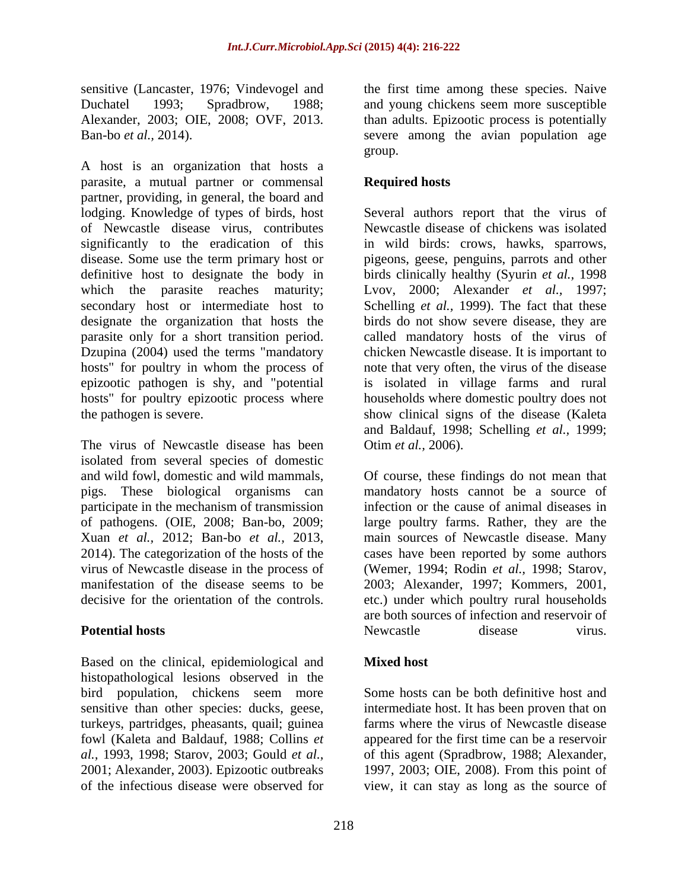sensitive (Lancaster, 1976; Vindevogel and Duchatel 1993; Spradbrow, 1988; Alexander, 2003; OIE, 2008; OVF, 2013. Ban-bo *et al.*, 2014).

A host is an organization that hosts a parasite, a mutual partner or commensal partner, providing, in general, the board and lodging. Knowledge of types of birds, host of Newcastle disease virus, contributes significantly to the eradication of this disease. Some use the term primary host or definitive host to designate the body in which the parasite reaches maturity; secondary host or intermediate host to designate the organization that hosts the parasite only for a short transition period. Dzupina (2004) used the terms "mandatory hosts" for poultry in whom the process of epizootic pathogen is shy, and "potential hosts" for poultry epizootic process where the pathogen is severe.

The virus of Newcastle disease has been isolated from several species of domestic and wild fowl, domestic and wild mammals, pigs. These biological organisms can participate in the mechanism of transmission of pathogens. (OIE, 2008; Ban-bo, 2009; Xuan *et al.,* 2012; Ban-bo *et al.*, 2013, 2014). The categorization of the hosts of the virus of Newcastle disease in the process of manifestation of the disease seems to be decisive for the orientation of the controls.

## Potential hosts

Based on the clinical, epidemiological and histopathological lesions observed in the bird population, chickens seem more sensitive than other species: ducks, geese, turkeys, partridges, pheasants, quail; guinea fowl (Kaleta and Baldauf, 1988; Collins *et al.*, 1993, 1998; Starov, 2003; Gould *et al.*, 2001; Alexander, 2003). Epizootic outbreaks of the infectious disease were observed for the first time among these species. Naive and young chickens seem more susceptible than adults. Epizootic process is potentially severe among the avian population age group.

## Required hosts

Several authors report that the virus of Newcastle disease of chickens was isolated in wild birds: crows, hawks, sparrows, pigeons, geese, penguins, parrots and other birds clinically healthy (Syurin *et al.,* 1998 Lvov, 2000; Alexander *et al.,* 1997; Schelling *et al.,* 1999). The fact that these birds do not show severe disease, they are called mandatory hosts of the virus of chicken Newcastle disease. It is important to note that very often, the virus of the disease is isolated in village farms and rural households where domestic poultry does not show clinical signs of the disease (Kaleta and Baldauf, 1998; Schelling *et al.,* 1999; Otim *et al.,* 2006).

Of course, these findings do not mean that mandatory hosts cannot be a source of infection or the cause of animal diseases in large poultry farms. Rather, they are the main sources of Newcastle disease. Many cases have been reported by some authors (Wemer, 1994; Rodin *et al.,* 1998; Starov, 2003; Alexander, 1997; Kommers, 2001, etc.) under which poultry rural households are both sources of infection and reservoir of Newcastle disease virus.

## Mixed host

Some hosts can be both definitive host and intermediate host. It has been proven that on farms where the virus of Newcastle disease appeared for the first time can be a reservoir of this agent (Spradbrow, 1988; Alexander, 1997, 2003; OIE, 2008). From this point of view, it can stay as long as the source of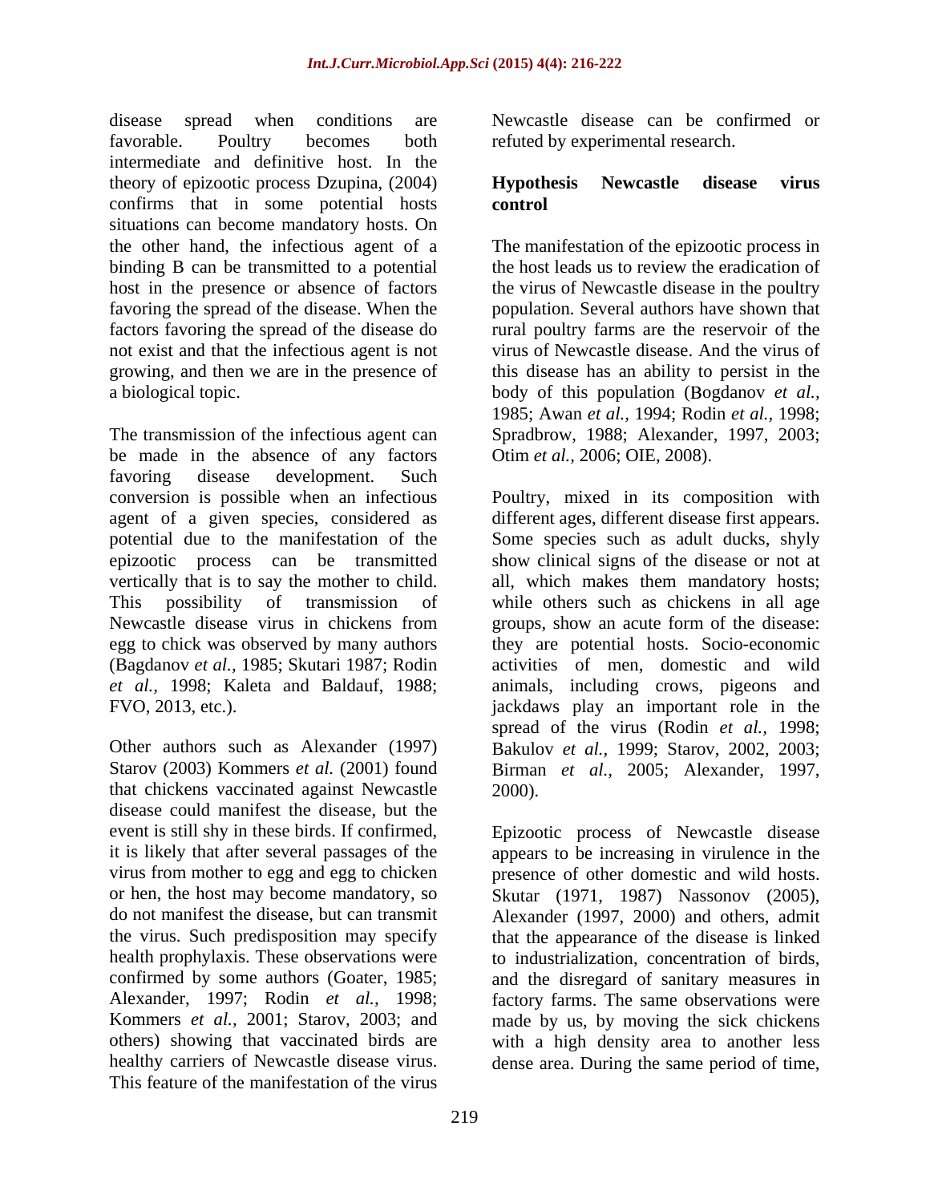disease spread when conditions are favorable. Poultry becomes both intermediate and definitive host. In the theory of epizootic process Dzupina, (2004) confirms that in some potential hosts situations can become mandatory hosts. On the other hand, the infectious agent of a binding B can be transmitted to a potential host in the presence or absence of factors favoring the spread of the disease. When the factors favoring the spread of the disease do not exist and that the infectious agent is not growing, and then we are in the presence of a biological topic.

The transmission of the infectious agent can be made in the absence of any factors favoring disease development. Such conversion is possible when an infectious agent of a given species, considered as potential due to the manifestation of the epizootic process can be transmitted vertically that is to say the mother to child. This possibility of transmission of Newcastle disease virus in chickens from egg to chick was observed by many authors (Bagdanov *et al.,* 1985; Skutari 1987; Rodin *et al.,* 1998; Kaleta and Baldauf, 1988; FVO, 2013, etc.).

Other authors such as Alexander (1997) Starov (2003) Kommers *et al.* (2001) found that chickens vaccinated against Newcastle disease could manifest the disease, but the event is still shy in these birds. If confirmed, it is likely that after several passages of the virus from mother to egg and egg to chicken or hen, the host may become mandatory, so do not manifest the disease, but can transmit the virus. Such predisposition may specify health prophylaxis. These observations were confirmed by some authors (Goater, 1985; Alexander, 1997; Rodin *et al.,* 1998; Kommers *et al.,* 2001; Starov, 2003; and others) showing that vaccinated birds are healthy carriers of Newcastle disease virus. This feature of the manifestation of the virus Newcastle disease can be confirmed or refuted by experimental research.

## Hypothesis Newcastle disease virus control

The manifestation of the epizootic process in the host leads us to review the eradication of the virus of Newcastle disease in the poultry population. Several authors have shown that rural poultry farms are the reservoir of the virus of Newcastle disease. And the virus of this disease has an ability to persist in the body of this population (Bogdanov *et al.,* 1985; Awan *et al.,* 1994; Rodin *et al.,* 1998; Spradbrow, 1988; Alexander, 1997, 2003; Otim *et al.,* 2006; OIE, 2008).

Poultry, mixed in its composition with different ages, different disease first appears. Some species such as adult ducks, shyly show clinical signs of the disease or not at all, which makes them mandatory hosts; while others such as chickens in all age groups, show an acute form of the disease: they are potential hosts. Socio-economic activities of men, domestic and wild animals, including crows, pigeons and jackdaws play an important role in the spread of the virus (Rodin *et al.,* 1998; Bakulov *et al.,* 1999; Starov, 2002, 2003; Birman *et al.,* 2005; Alexander, 1997, 2000).

Epizootic process of Newcastle disease appears to be increasing in virulence in the presence of other domestic and wild hosts. Skutar (1971, 1987) Nassonov (2005), Alexander (1997, 2000) and others, admit that the appearance of the disease is linked to industrialization, concentration of birds, and the disregard of sanitary measures in factory farms. The same observations were made by us, by moving the sick chickens with a high density area to another less dense area. During the same period of time,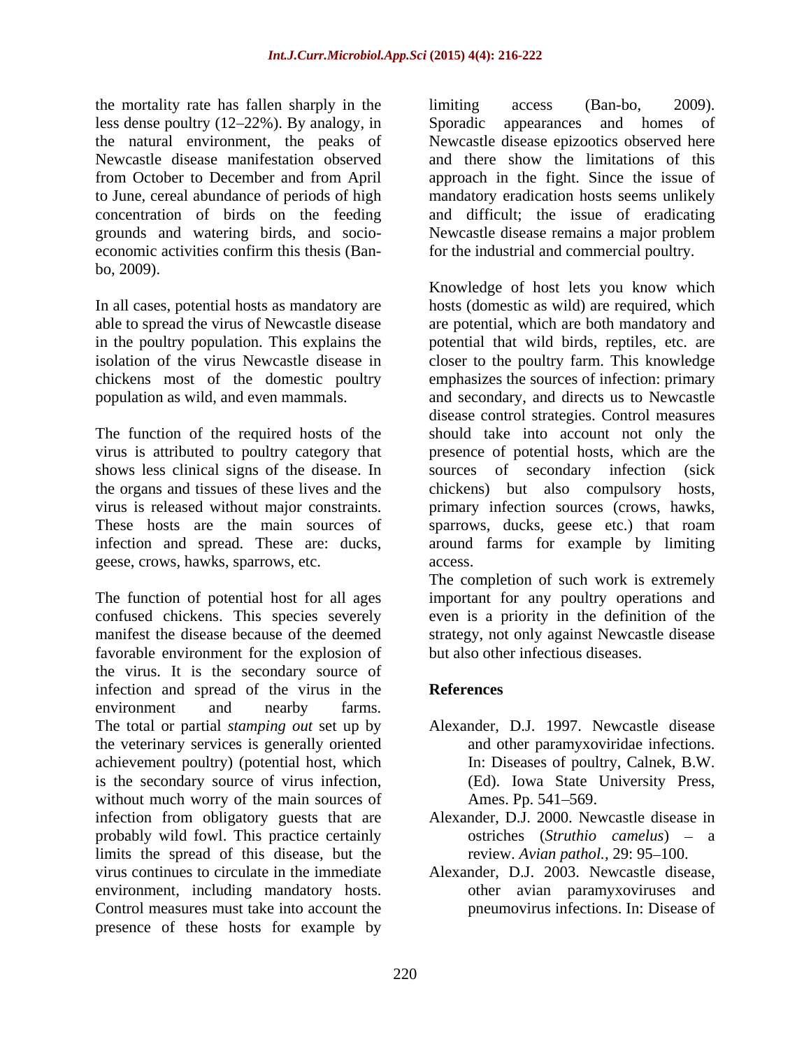the mortality rate has fallen sharply in the less dense poultry (12–22%). By analogy, in the natural environment, the peaks of Newcastle disease manifestation observed from October to December and from April to June, cereal abundance of periods of high concentration of birds on the feeding grounds and watering birds, and socio-economic activities confirm this thesis (Ban-bo, 2009).

In all cases, potential hosts as mandatory are able to spread the virus of Newcastle disease in the poultry population. This explains the isolation of the virus Newcastle disease in chickens most of the domestic poultry population as wild, and even mammals.

The function of the required hosts of the virus is attributed to poultry category that shows less clinical signs of the disease. In the organs and tissues of these lives and the virus is released without major constraints. These hosts are the main sources of infection and spread. These are: ducks, geese, crows, hawks, sparrows, etc.

The function of potential host for all ages confused chickens. This species severely manifest the disease because of the deemed favorable environment for the explosion of the virus. It is the secondary source of infection and spread of the virus in the environment and nearby farms. The total or partial *stamping out* set up by the veterinary services is generally oriented achievement poultry) (potential host, which is the secondary source of virus infection, without much worry of the main sources of infection from obligatory guests that are probably wild fowl. This practice certainly limits the spread of this disease, but the virus continues to circulate in the immediate environment, including mandatory hosts. Control measures must take into account the presence of these hosts for example by limiting access (Ban-bo, 2009). Sporadic appearances and homes of Newcastle disease epizootics observed here and there show the limitations of this approach in the fight. Since the issue of mandatory eradication hosts seems unlikely and difficult; the issue of eradicating Newcastle disease remains a major problem for the industrial and commercial poultry.

Knowledge of host lets you know which hosts (domestic as wild) are required, which are potential, which are both mandatory and potential that wild birds, reptiles, etc. are closer to the poultry farm. This knowledge emphasizes the sources of infection: primary and secondary, and directs us to Newcastle disease control strategies. Control measures should take into account not only the presence of potential hosts, which are the sources of secondary infection (sick chickens) but also compulsory hosts, primary infection sources (crows, hawks, sparrows, ducks, geese etc.) that roam around farms for example by limiting access.

The completion of such work is extremely important for any poultry operations and even is a priority in the definition of the strategy, not only against Newcastle disease but also other infectious diseases.

## References

Alexander, D.J. 1997. Newcastle disease and other paramyxoviridae infections. In: Diseases of poultry, Calnek, B.W. (Ed). Iowa State University Press, Ames. Pp. 541–569.

Alexander, D.J. 2000. Newcastle disease in ostriches (*Struthio camelus*) – a review. *Avian pathol.,* 29: 95–100.

Alexander, D.J. 2003. Newcastle disease, other avian paramyxoviruses and pneumovirus infections. In: Disease of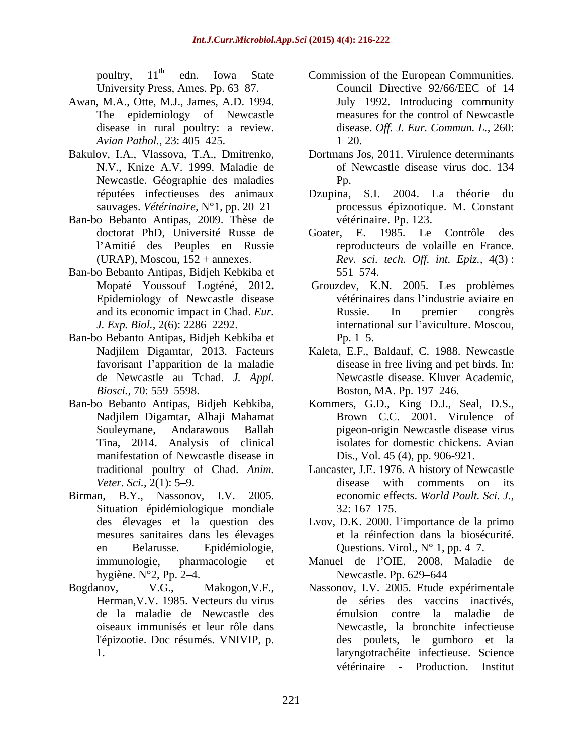poultry, 11th edn. Iowa State University Press, Ames. Pp. 63–87.

Awan, M.A., Otte, M.J., James, A.D. 1994. The epidemiology of Newcastle disease in rural poultry: a review. *Avian Pathol.*, 23: 405–425.

Bakulov, I.A., Vlassova, T.A., Dmitrenko, N.V., Knize A.V. 1999. Maladie de Newcastle. Géographie des maladies réputées infectieuses des animaux sauvages. *Vétérinaire*, N°1, pp. 20–21

Ban-bo Bebanto Antipas, 2009. Thèse de doctorat PhD, Université Russe de l'Amitié des Peuples en Russie (URAP), Moscou, 152 + annexes.

Ban-bo Bebanto Antipas, Bidjeh Kebkiba et Mopaté Youssouf Logténé, 2012**.** Epidemiology of Newcastle disease and its economic impact in Chad. *Eur. J. Exp. Biol.,* 2(6): 2286–2292.

Ban-bo Bebanto Antipas, Bidjeh Kebkiba et Nadjilem Digamtar, 2013. Facteurs favorisant l'apparition de la maladie de Newcastle au Tchad. *J. Appl. Biosci.,* 70: 559–5598.

Ban-bo Bebanto Antipas, Bidjeh Kebkiba, Nadjilem Digamtar, Alhaji Mahamat Souleymane, Andarawous Ballah Tina, 2014. Analysis of clinical manifestation of Newcastle disease in traditional poultry of Chad. *Anim. Veter. Sci.,* 2(1): 5–9.

Birman, B.Y., Nassonov, I.V. 2005. Situation épidémiologique mondiale des élevages et la question des mesures sanitaires dans les élevages en Belarusse. Epidémiologie, immunologie, pharmacologie et hygiène. N°2, Pp. 2–4.

Bogdanov, V.G., Makogon,V.F., Herman,V.V. 1985. Vecteurs du virus de la maladie de Newcastle des oiseaux immunisés et leur rôle dans l'épizootie. Doc résumés. VNIVIP, p. 1.

Commission of the European Communities. Council Directive 92/66/EEC of 14 July 1992. Introducing community measures for the control of Newcastle disease. *Off. J. Eur. Commun. L.,* 260: 1–20.

Dortmans Jos, 2011. Virulence determinants of Newcastle disease virus doc. 134 Pp.

Dzupina, S.I. 2004. La théorie du processus épizootique. M. Constant vétérinaire. Pp. 123.

Goater, E. 1985. Le Contrôle des reproducteurs de volaille en France. *Rev. sci. tech. Off. int. Epiz.,* 4(3) : 551–574.

Grouzdev, K.N. 2005. Les problèmes vétérinaires dans l'industrie aviaire en Russie. In premier congrès international sur l'aviculture. Moscou, Pp. 1–5.

Kaleta, E.F., Baldauf, C. 1988. Newcastle disease in free living and pet birds. In: Newcastle disease. Kluver Academic, Boston, MA. Pp. 197–246.

Kommers, G.D., King D.J., Seal, D.S., Brown C.C. 2001. Virulence of pigeon-origin Newcastle disease virus isolates for domestic chickens. Avian Dis., Vol. 45 (4), pp. 906-921.

Lancaster, J.E. 1976. A history of Newcastle disease with comments on its economic effects. *World Poult. Sci. J.,* 32: 167–175.

Lvov, D.K. 2000. l'importance de la primo et la réinfection dans la biosécurité. Questions. Virol., N° 1, pp. 4–7.

Manuel de l'OIE. 2008. Maladie de Newcastle. Pp. 629–644

Nassonov, I.V. 2005. Etude expérimentale de séries des vaccins inactivés, émulsion contre la maladie de Newcastle, la bronchite infectieuse des poulets, le gumboro et la laryngotrachéite infectieuse. Science vétérinaire - Production. Institut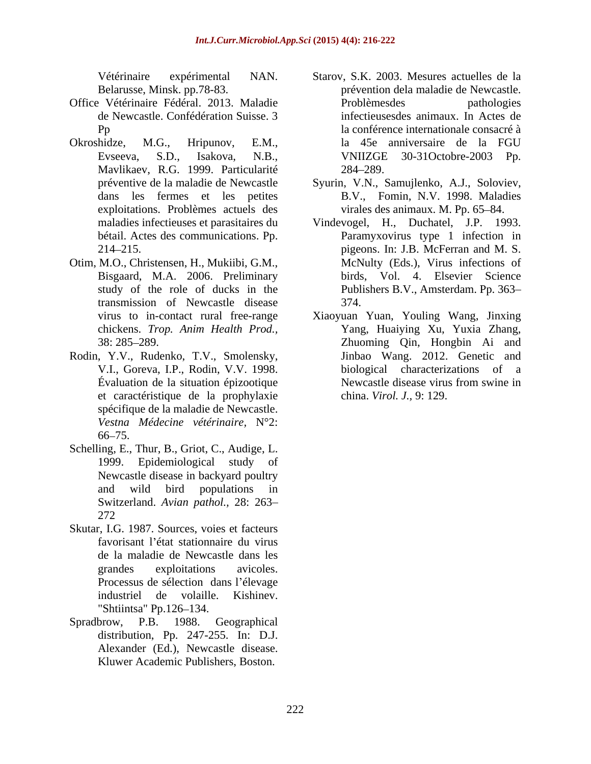Vétérinaire expérimental NAN. Belarusse, Minsk. pp.78-83.

Office Vétérinaire Fédéral. 2013. Maladie de Newcastle. Confédération Suisse. 3 Pp

Okroshidze, M.G., Hripunov, E.M., Evseeva, S.D., Isakova, N.B., Mavlikaev, R.G. 1999. Particularité préventive de la maladie de Newcastle dans les fermes et les petites exploitations. Problèmes actuels des maladies infectieuses et parasitaires du bétail. Actes des communications. Pp. 214–215.

Otim, M.O., Christensen, H., Mukiibi, G.M., Bisgaard, M.A. 2006. Preliminary study of the role of ducks in the transmission of Newcastle disease virus to in-contact rural free-range chickens. *Trop. Anim Health Prod.*, 38: 285–289.

Rodin, Y.V., Rudenko, T.V., Smolensky, V.I., Goreva, I.P., Rodin, V.V. 1998. Évaluation de la situation épizootique et caractéristique de la prophylaxie spécifique de la maladie de Newcastle. *Vestna Médecine vétérinaire,* N°2: 66–75.

Schelling, E., Thur, B., Griot, C., Audige, L. 1999. Epidemiological study of Newcastle disease in backyard poultry and wild bird populations in Switzerland. *Avian pathol.,* 28: 263–272

Skutar, I.G. 1987. Sources, voies et facteurs favorisant l'état stationnaire du virus de la maladie de Newcastle dans les grandes exploitations avicoles. Processus de sélection dans l'élevage industriel de volaille. Kishinev. "Shtiintsa" Pp.126–134.

Spradbrow, P.B. 1988. Geographical distribution, Pp. 247-255. In: D.J. Alexander (Ed.), Newcastle disease. Kluwer Academic Publishers, Boston.

Starov, S.K. 2003. Mesures actuelles de la prévention dela maladie de Newcastle. Problèmesdes pathologies infectieusesdes animaux. In Actes de la conférence internationale consacré à la 45e anniversaire de la FGU VNIIZGE 30-31Octobre-2003 Pp. 284–289.

Syurin, V.N., Samujlenko, A.J., Soloviev, B.V., Fomin, N.V. 1998. Maladies virales des animaux. M. Pp. 65–84.

Vindevogel, H., Duchatel, J.P. 1993. Paramyxovirus type 1 infection in pigeons. In: J.B. McFerran and M. S. McNulty (Eds.), Virus infections of birds, Vol. 4. Elsevier Science Publishers B.V., Amsterdam. Pp. 363–374.

Xiaoyuan Yuan, Youling Wang, Jinxing Yang, Huaiying Xu, Yuxia Zhang, Zhuoming Qin, Hongbin Ai and Jinbao Wang. 2012. Genetic and biological characterizations of a Newcastle disease virus from swine in china. *Virol. J.,* 9: 129.